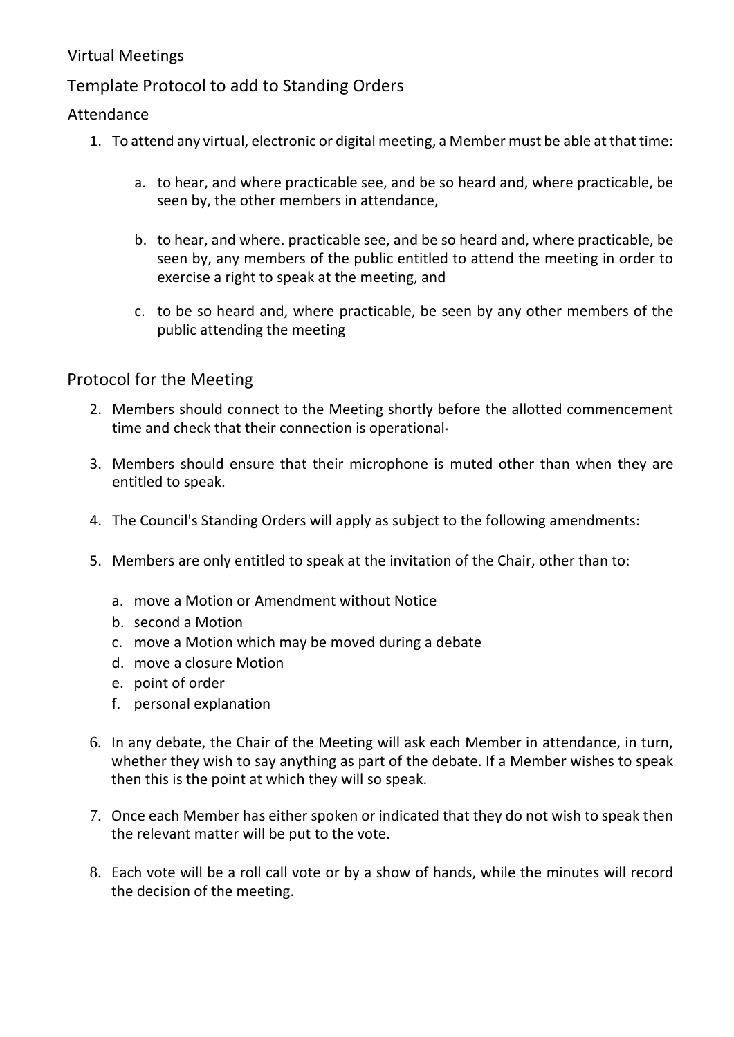Virtual Meetings

# Template Protocol to add to Standing Orders

## Attendance

1. To attend any virtual, electronic or digital meeting, a Member must be able at that time:

    a. to hear, and where practicable see, and be so heard and, where practicable, be seen by, the other members in attendance,

    b. to hear, and where. practicable see, and be so heard and, where practicable, be seen by, any members of the public entitled to attend the meeting in order to exercise a right to speak at the meeting, and

    c. to be so heard and, where practicable, be seen by any other members of the public attending the meeting

## Protocol for the Meeting

2. Members should connect to the Meeting shortly before the allotted commencement time and check that their connection is operational.

3. Members should ensure that their microphone is muted other than when they are entitled to speak.

4. The Council's Standing Orders will apply as subject to the following amendments:

5. Members are only entitled to speak at the invitation of the Chair, other than to:

    a. move a Motion or Amendment without Notice
    b. second a Motion
    c. move a Motion which may be moved during a debate
    d. move a closure Motion
    e. point of order
    f. personal explanation

6. In any debate, the Chair of the Meeting will ask each Member in attendance, in turn, whether they wish to say anything as part of the debate. If a Member wishes to speak then this is the point at which they will so speak.

7. Once each Member has either spoken or indicated that they do not wish to speak then the relevant matter will be put to the vote.

8. Each vote will be a roll call vote or by a show of hands, while the minutes will record the decision of the meeting.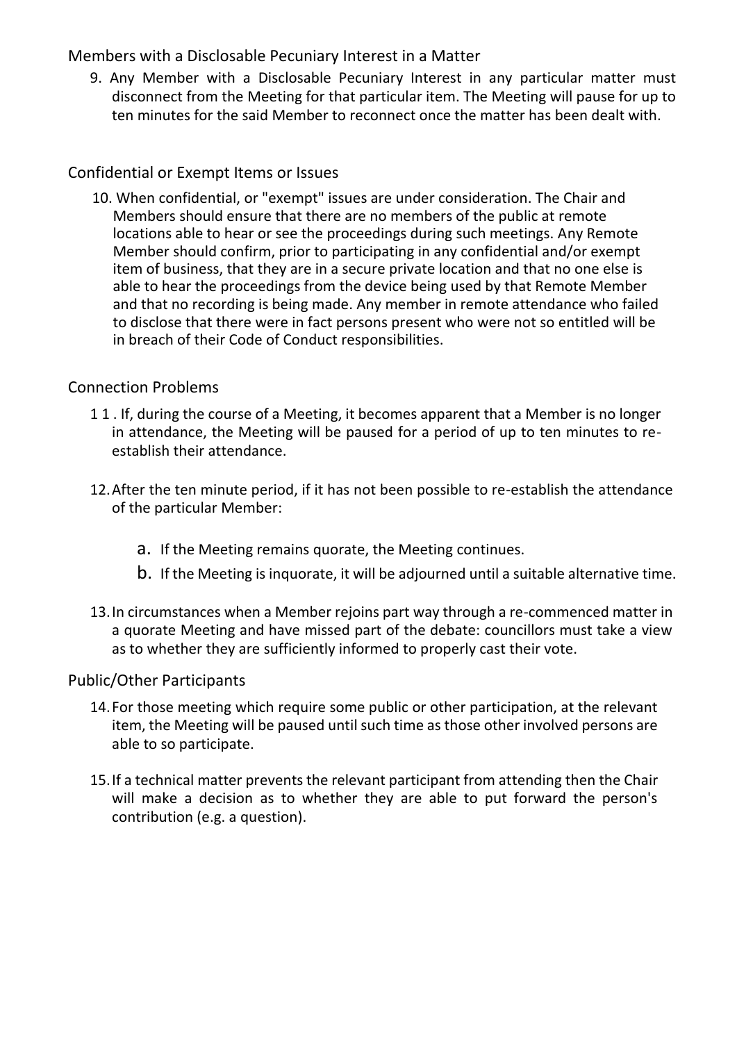## Members with a Disclosable Pecuniary Interest in a Matter

9. Any Member with a Disclosable Pecuniary Interest in any particular matter must disconnect from the Meeting for that particular item. The Meeting will pause for up to ten minutes for the said Member to reconnect once the matter has been dealt with.

## Confidential or Exempt Items or Issues

10. When confidential, or "exempt" issues are under consideration. The Chair and Members should ensure that there are no members of the public at remote locations able to hear or see the proceedings during such meetings. Any Remote Member should confirm, prior to participating in any confidential and/or exempt item of business, that they are in a secure private location and that no one else is able to hear the proceedings from the device being used by that Remote Member and that no recording is being made. Any member in remote attendance who failed to disclose that there were in fact persons present who were not so entitled will be in breach of their Code of Conduct responsibilities.

## Connection Problems

11. If, during the course of a Meeting, it becomes apparent that a Member is no longer in attendance, the Meeting will be paused for a period of up to ten minutes to re-establish their attendance.

12. After the ten minute period, if it has not been possible to re-establish the attendance of the particular Member:

    a. If the Meeting remains quorate, the Meeting continues.

    b. If the Meeting is inquorate, it will be adjourned until a suitable alternative time.

13. In circumstances when a Member rejoins part way through a re-commenced matter in a quorate Meeting and have missed part of the debate: councillors must take a view as to whether they are sufficiently informed to properly cast their vote.

## Public/Other Participants

14. For those meeting which require some public or other participation, at the relevant item, the Meeting will be paused until such time as those other involved persons are able to so participate.

15. If a technical matter prevents the relevant participant from attending then the Chair will make a decision as to whether they are able to put forward the person's contribution (e.g. a question).